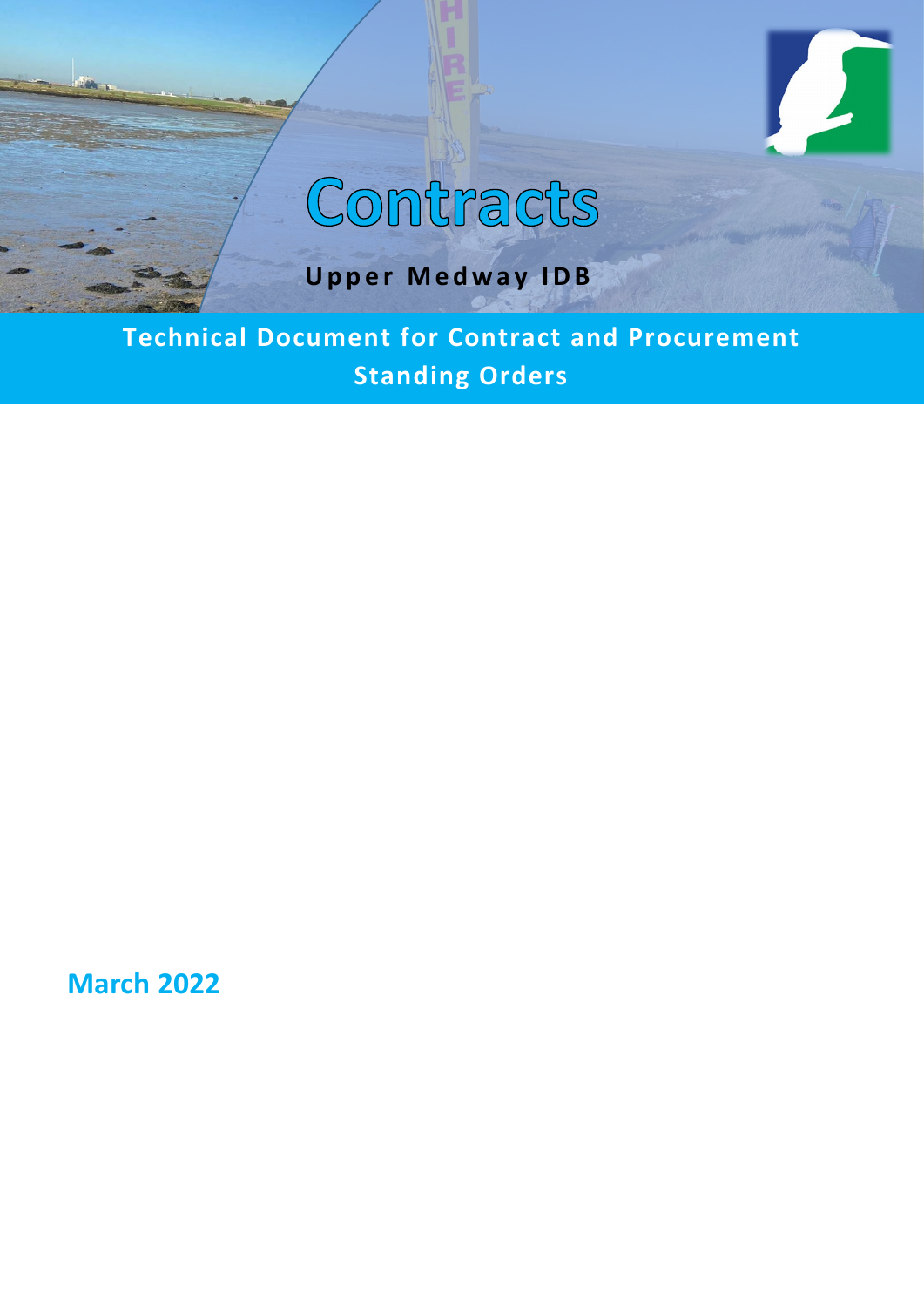# Contracts

**Upper Medway IDB**

## Technical Document for Contract and Procurement Standing Orders

**March 2022**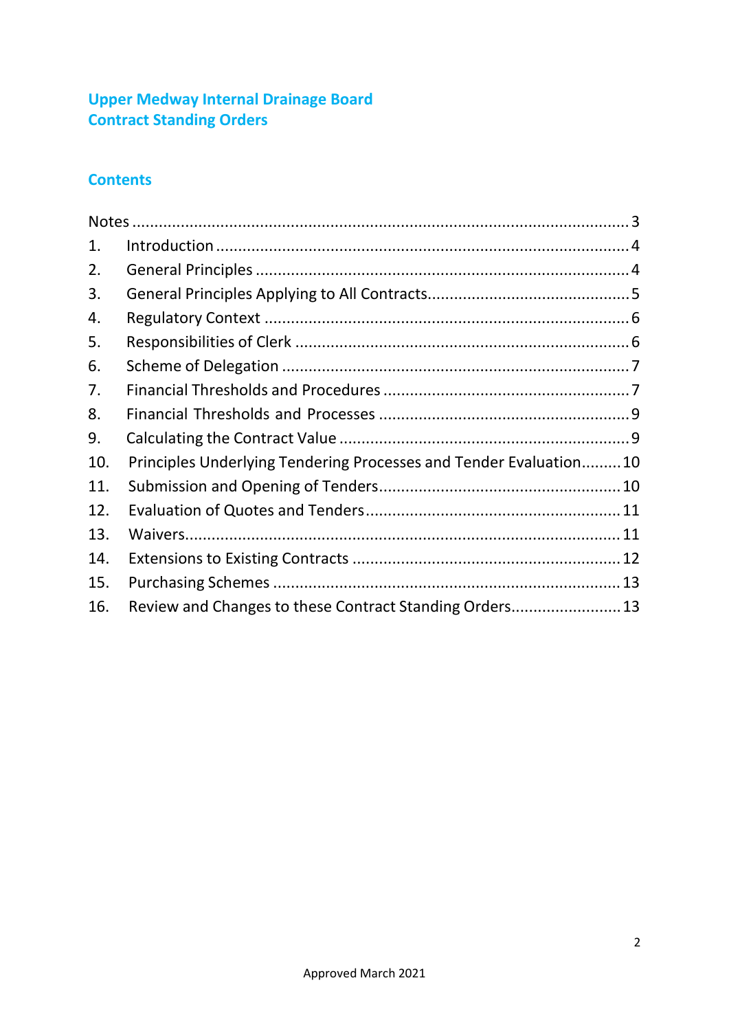# Upper Medway Internal Drainage Board
# Contract Standing Orders

## Contents

| | | |
|---|---|---|
| Notes | | 3 |
| 1. | Introduction | 4 |
| 2. | General Principles | 4 |
| 3. | General Principles Applying to All Contracts | 5 |
| 4. | Regulatory Context | 6 |
| 5. | Responsibilities of Clerk | 6 |
| 6. | Scheme of Delegation | 7 |
| 7. | Financial Thresholds and Procedures | 7 |
| 8. | Financial Thresholds and Processes | 9 |
| 9. | Calculating the Contract Value | 9 |
| 10. | Principles Underlying Tendering Processes and Tender Evaluation | 10 |
| 11. | Submission and Opening of Tenders | 10 |
| 12. | Evaluation of Quotes and Tenders | 11 |
| 13. | Waivers | 11 |
| 14. | Extensions to Existing Contracts | 12 |
| 15. | Purchasing Schemes | 13 |
| 16. | Review and Changes to these Contract Standing Orders | 13 |

Approved March 2021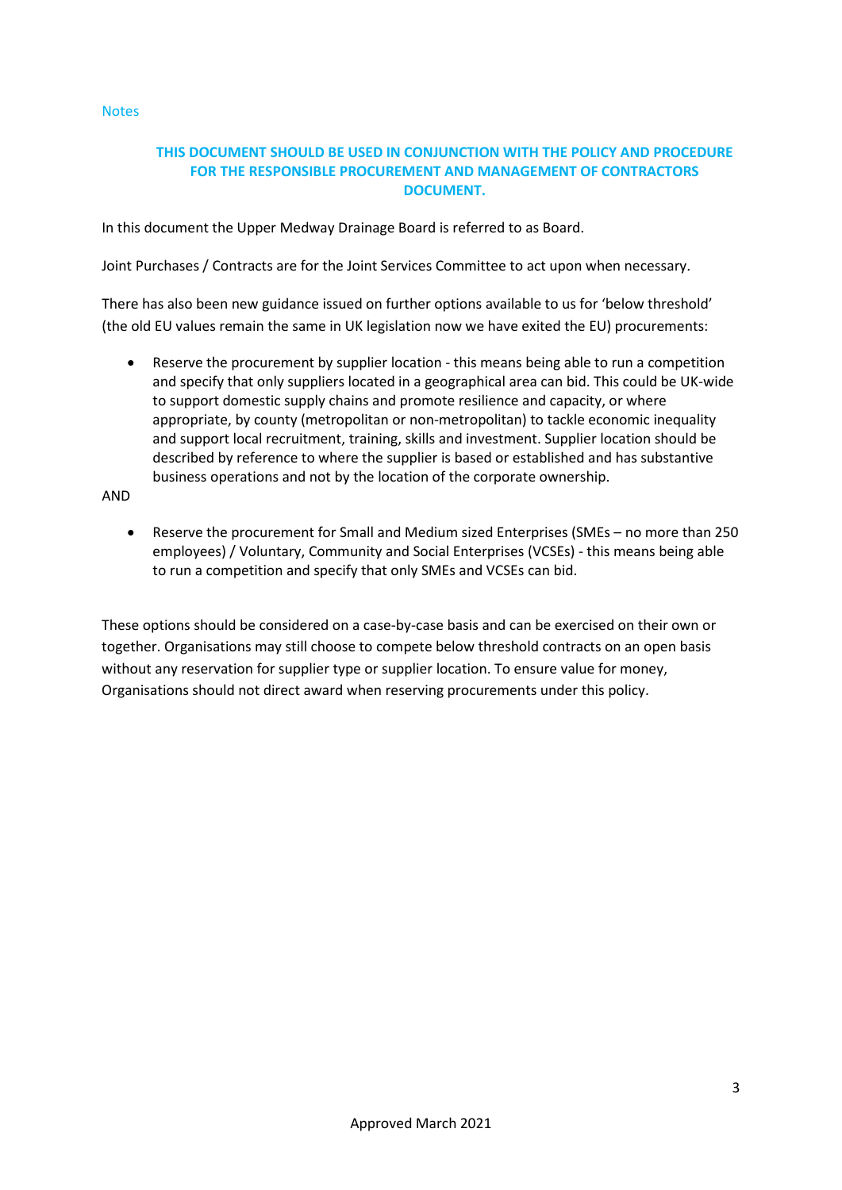## Notes

**THIS DOCUMENT SHOULD BE USED IN CONJUNCTION WITH THE POLICY AND PROCEDURE FOR THE RESPONSIBLE PROCUREMENT AND MANAGEMENT OF CONTRACTORS DOCUMENT.**

In this document the Upper Medway Drainage Board is referred to as Board.

Joint Purchases / Contracts are for the Joint Services Committee to act upon when necessary.

There has also been new guidance issued on further options available to us for 'below threshold' (the old EU values remain the same in UK legislation now we have exited the EU) procurements:

- Reserve the procurement by supplier location - this means being able to run a competition and specify that only suppliers located in a geographical area can bid. This could be UK-wide to support domestic supply chains and promote resilience and capacity, or where appropriate, by county (metropolitan or non-metropolitan) to tackle economic inequality and support local recruitment, training, skills and investment. Supplier location should be described by reference to where the supplier is based or established and has substantive business operations and not by the location of the corporate ownership.

AND

- Reserve the procurement for Small and Medium sized Enterprises (SMEs – no more than 250 employees) / Voluntary, Community and Social Enterprises (VCSEs) - this means being able to run a competition and specify that only SMEs and VCSEs can bid.

These options should be considered on a case-by-case basis and can be exercised on their own or together. Organisations may still choose to compete below threshold contracts on an open basis without any reservation for supplier type or supplier location. To ensure value for money, Organisations should not direct award when reserving procurements under this policy.

Approved March 2021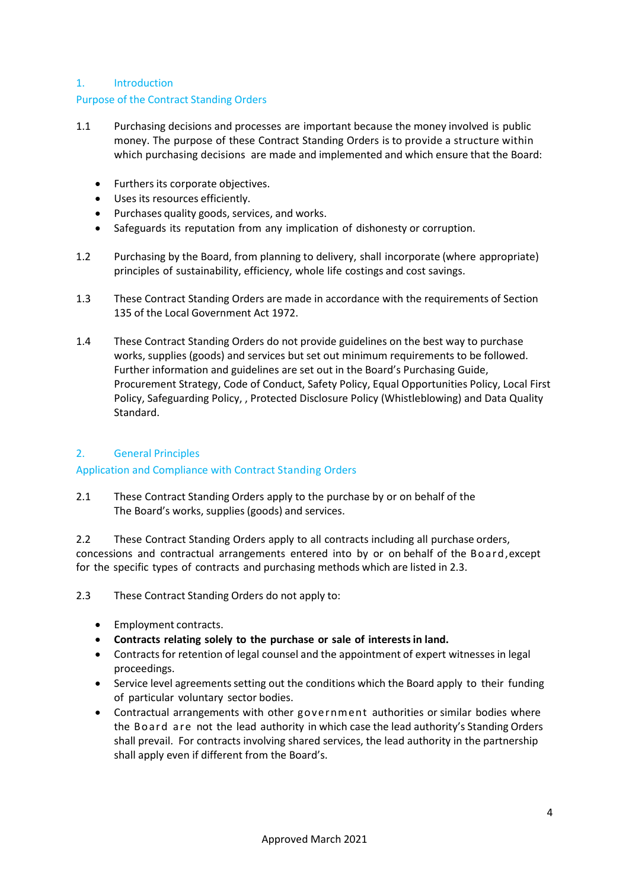## 1. Introduction

### Purpose of the Contract Standing Orders

1.1 Purchasing decisions and processes are important because the money involved is public money. The purpose of these Contract Standing Orders is to provide a structure within which purchasing decisions are made and implemented and which ensure that the Board:

- Furthers its corporate objectives.
- Uses its resources efficiently.
- Purchases quality goods, services, and works.
- Safeguards its reputation from any implication of dishonesty or corruption.

1.2 Purchasing by the Board, from planning to delivery, shall incorporate (where appropriate) principles of sustainability, efficiency, whole life costings and cost savings.

1.3 These Contract Standing Orders are made in accordance with the requirements of Section 135 of the Local Government Act 1972.

1.4 These Contract Standing Orders do not provide guidelines on the best way to purchase works, supplies (goods) and services but set out minimum requirements to be followed. Further information and guidelines are set out in the Board's Purchasing Guide, Procurement Strategy, Code of Conduct, Safety Policy, Equal Opportunities Policy, Local First Policy, Safeguarding Policy, , Protected Disclosure Policy (Whistleblowing) and Data Quality Standard.

## 2. General Principles

### Application and Compliance with Contract Standing Orders

2.1 These Contract Standing Orders apply to the purchase by or on behalf of the The Board's works, supplies (goods) and services.

2.2 These Contract Standing Orders apply to all contracts including all purchase orders, concessions and contractual arrangements entered into by or on behalf of the Board, except for the specific types of contracts and purchasing methods which are listed in 2.3.

2.3 These Contract Standing Orders do not apply to:

- Employment contracts.
- **Contracts relating solely to the purchase or sale of interests in land.**
- Contracts for retention of legal counsel and the appointment of expert witnesses in legal proceedings.
- Service level agreements setting out the conditions which the Board apply to their funding of particular voluntary sector bodies.
- Contractual arrangements with other government authorities or similar bodies where the Board are not the lead authority in which case the lead authority's Standing Orders shall prevail. For contracts involving shared services, the lead authority in the partnership shall apply even if different from the Board's.

Approved March 2021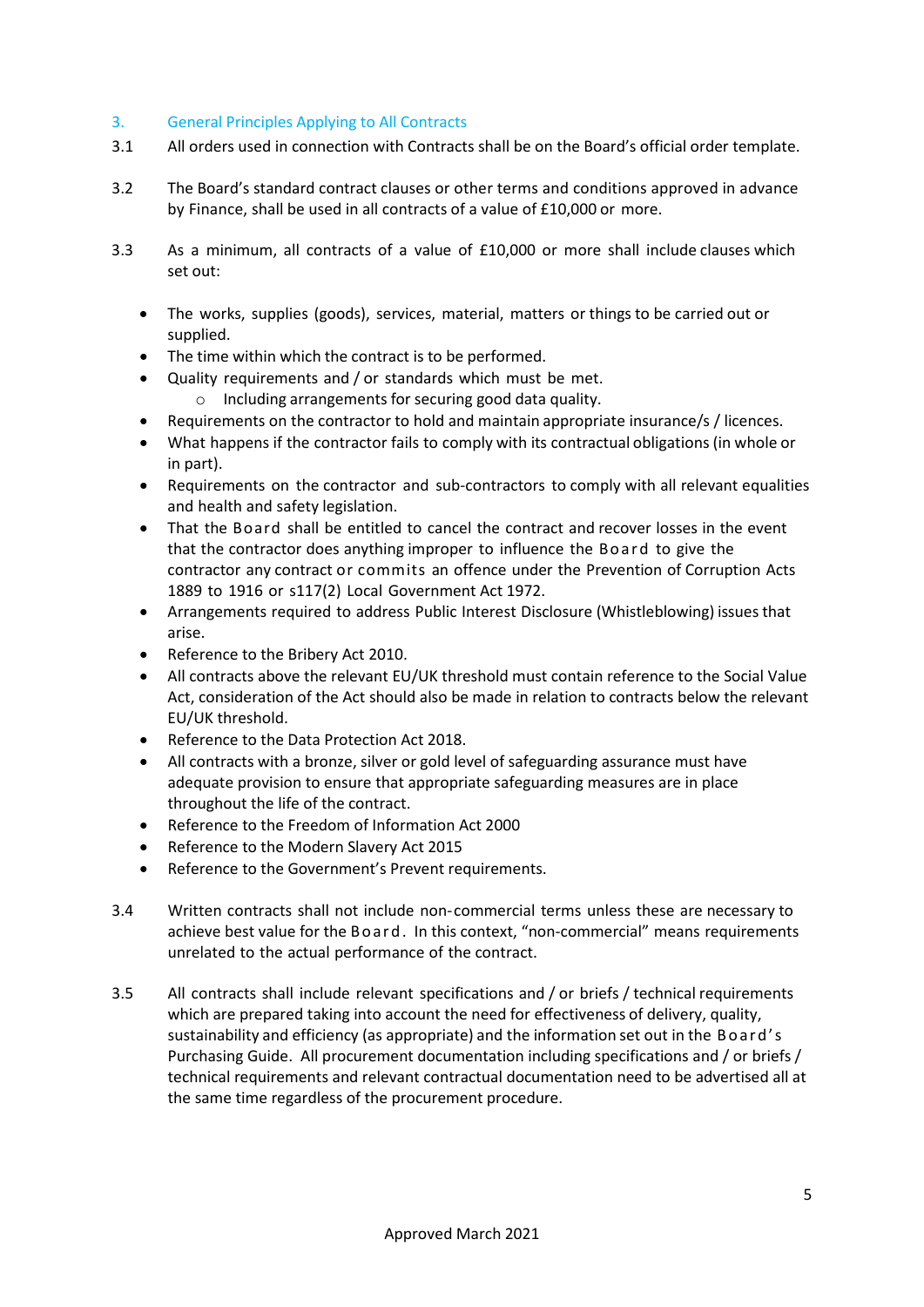## 3. General Principles Applying to All Contracts

3.1 All orders used in connection with Contracts shall be on the Board's official order template.

3.2 The Board's standard contract clauses or other terms and conditions approved in advance by Finance, shall be used in all contracts of a value of £10,000 or more.

3.3 As a minimum, all contracts of a value of £10,000 or more shall include clauses which set out:

- The works, supplies (goods), services, material, matters or things to be carried out or supplied.
- The time within which the contract is to be performed.
- Quality requirements and / or standards which must be met.
  - Including arrangements for securing good data quality.
- Requirements on the contractor to hold and maintain appropriate insurance/s / licences.
- What happens if the contractor fails to comply with its contractual obligations (in whole or in part).
- Requirements on the contractor and sub-contractors to comply with all relevant equalities and health and safety legislation.
- That the Board shall be entitled to cancel the contract and recover losses in the event that the contractor does anything improper to influence the Board to give the contractor any contract or commits an offence under the Prevention of Corruption Acts 1889 to 1916 or s117(2) Local Government Act 1972.
- Arrangements required to address Public Interest Disclosure (Whistleblowing) issues that arise.
- Reference to the Bribery Act 2010.
- All contracts above the relevant EU/UK threshold must contain reference to the Social Value Act, consideration of the Act should also be made in relation to contracts below the relevant EU/UK threshold.
- Reference to the Data Protection Act 2018.
- All contracts with a bronze, silver or gold level of safeguarding assurance must have adequate provision to ensure that appropriate safeguarding measures are in place throughout the life of the contract.
- Reference to the Freedom of Information Act 2000
- Reference to the Modern Slavery Act 2015
- Reference to the Government's Prevent requirements.

3.4 Written contracts shall not include non-commercial terms unless these are necessary to achieve best value for the Board. In this context, "non-commercial" means requirements unrelated to the actual performance of the contract.

3.5 All contracts shall include relevant specifications and / or briefs / technical requirements which are prepared taking into account the need for effectiveness of delivery, quality, sustainability and efficiency (as appropriate) and the information set out in the Board's Purchasing Guide. All procurement documentation including specifications and / or briefs / technical requirements and relevant contractual documentation need to be advertised all at the same time regardless of the procurement procedure.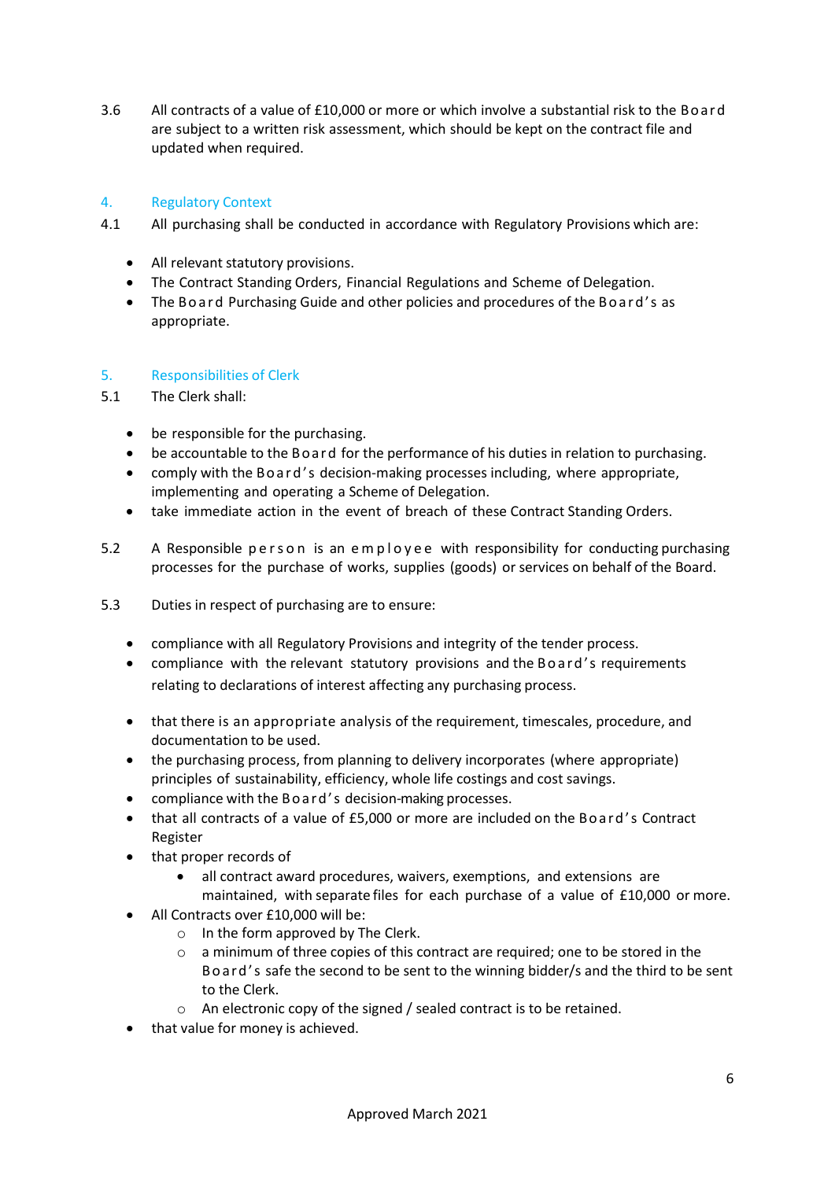3.6 All contracts of a value of £10,000 or more or which involve a substantial risk to the Board are subject to a written risk assessment, which should be kept on the contract file and updated when required.

## 4. Regulatory Context

4.1 All purchasing shall be conducted in accordance with Regulatory Provisions which are:

- All relevant statutory provisions.
- The Contract Standing Orders, Financial Regulations and Scheme of Delegation.
- The Board Purchasing Guide and other policies and procedures of the Board's as appropriate.

## 5. Responsibilities of Clerk

5.1 The Clerk shall:

- be responsible for the purchasing.
- be accountable to the Board for the performance of his duties in relation to purchasing.
- comply with the Board's decision-making processes including, where appropriate, implementing and operating a Scheme of Delegation.
- take immediate action in the event of breach of these Contract Standing Orders.

5.2 A Responsible person is an employee with responsibility for conducting purchasing processes for the purchase of works, supplies (goods) or services on behalf of the Board.

5.3 Duties in respect of purchasing are to ensure:

- compliance with all Regulatory Provisions and integrity of the tender process.
- compliance with the relevant statutory provisions and the Board's requirements relating to declarations of interest affecting any purchasing process.
- that there is an appropriate analysis of the requirement, timescales, procedure, and documentation to be used.
- the purchasing process, from planning to delivery incorporates (where appropriate) principles of sustainability, efficiency, whole life costings and cost savings.
- compliance with the Board's decision-making processes.
- that all contracts of a value of £5,000 or more are included on the Board's Contract Register
- that proper records of
  - all contract award procedures, waivers, exemptions, and extensions are maintained, with separate files for each purchase of a value of £10,000 or more.
- All Contracts over £10,000 will be:
  - In the form approved by The Clerk.
  - a minimum of three copies of this contract are required; one to be stored in the Board's safe the second to be sent to the winning bidder/s and the third to be sent to the Clerk.
  - An electronic copy of the signed / sealed contract is to be retained.
- that value for money is achieved.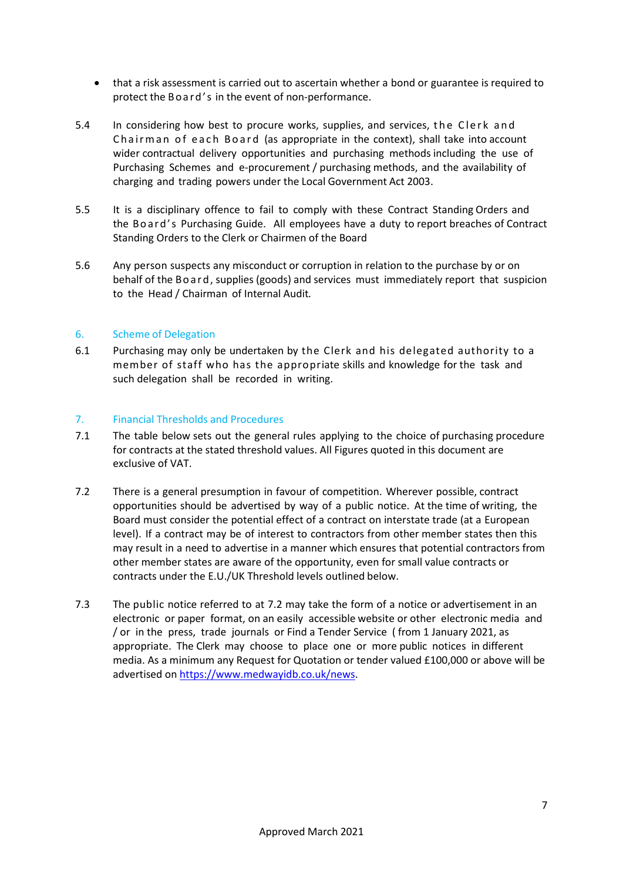- that a risk assessment is carried out to ascertain whether a bond or guarantee is required to protect the Board's in the event of non-performance.

5.4 In considering how best to procure works, supplies, and services, the Clerk and Chairman of each Board (as appropriate in the context), shall take into account wider contractual delivery opportunities and purchasing methods including the use of Purchasing Schemes and e-procurement / purchasing methods, and the availability of charging and trading powers under the Local Government Act 2003.

5.5 It is a disciplinary offence to fail to comply with these Contract Standing Orders and the Board's Purchasing Guide. All employees have a duty to report breaches of Contract Standing Orders to the Clerk or Chairmen of the Board

5.6 Any person suspects any misconduct or corruption in relation to the purchase by or on behalf of the Board, supplies (goods) and services must immediately report that suspicion to the Head / Chairman of Internal Audit.

## 6. Scheme of Delegation

6.1 Purchasing may only be undertaken by the Clerk and his delegated authority to a member of staff who has the appropriate skills and knowledge for the task and such delegation shall be recorded in writing.

## 7. Financial Thresholds and Procedures

7.1 The table below sets out the general rules applying to the choice of purchasing procedure for contracts at the stated threshold values. All Figures quoted in this document are exclusive of VAT.

7.2 There is a general presumption in favour of competition. Wherever possible, contract opportunities should be advertised by way of a public notice. At the time of writing, the Board must consider the potential effect of a contract on interstate trade (at a European level). If a contract may be of interest to contractors from other member states then this may result in a need to advertise in a manner which ensures that potential contractors from other member states are aware of the opportunity, even for small value contracts or contracts under the E.U./UK Threshold levels outlined below.

7.3 The public notice referred to at 7.2 may take the form of a notice or advertisement in an electronic or paper format, on an easily accessible website or other electronic media and / or in the press, trade journals or Find a Tender Service ( from 1 January 2021, as appropriate. The Clerk may choose to place one or more public notices in different media. As a minimum any Request for Quotation or tender valued £100,000 or above will be advertised on https://www.medwayidb.co.uk/news.

Approved March 2021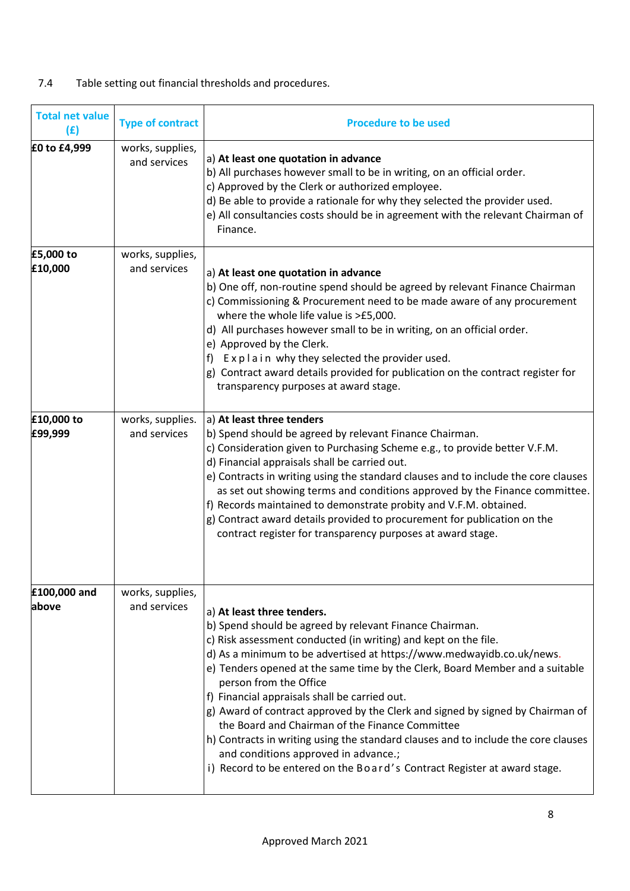7.4 Table setting out financial thresholds and procedures.

| Total net value (£) | Type of contract | Procedure to be used |
|---|---|---|
| **£0 to £4,999** | works, supplies, and services | a) **At least one quotation in advance**<br>b) All purchases however small to be in writing, on an official order.<br>c) Approved by the Clerk or authorized employee.<br>d) Be able to provide a rationale for why they selected the provider used.<br>e) All consultancies costs should be in agreement with the relevant Chairman of Finance. |
| **£5,000 to £10,000** | works, supplies, and services | a) **At least one quotation in advance**<br>b) One off, non-routine spend should be agreed by relevant Finance Chairman<br>c) Commissioning & Procurement need to be made aware of any procurement where the whole life value is >£5,000.<br>d) All purchases however small to be in writing, on an official order.<br>e) Approved by the Clerk.<br>f) Explain why they selected the provider used.<br>g) Contract award details provided for publication on the contract register for transparency purposes at award stage. |
| **£10,000 to £99,999** | works, supplies. and services | a) **At least three tenders**<br>b) Spend should be agreed by relevant Finance Chairman.<br>c) Consideration given to Purchasing Scheme e.g., to provide better V.F.M.<br>d) Financial appraisals shall be carried out.<br>e) Contracts in writing using the standard clauses and to include the core clauses as set out showing terms and conditions approved by the Finance committee.<br>f) Records maintained to demonstrate probity and V.F.M. obtained.<br>g) Contract award details provided to procurement for publication on the contract register for transparency purposes at award stage. |
| **£100,000 and above** | works, supplies, and services | a) **At least three tenders.**<br>b) Spend should be agreed by relevant Finance Chairman.<br>c) Risk assessment conducted (in writing) and kept on the file.<br>d) As a minimum to be advertised at https://www.medwayidb.co.uk/news.<br>e) Tenders opened at the same time by the Clerk, Board Member and a suitable person from the Office<br>f) Financial appraisals shall be carried out.<br>g) Award of contract approved by the Clerk and signed by signed by Chairman of the Board and Chairman of the Finance Committee<br>h) Contracts in writing using the standard clauses and to include the core clauses and conditions approved in advance.;<br>i) Record to be entered on the Board's Contract Register at award stage. |

Approved March 2021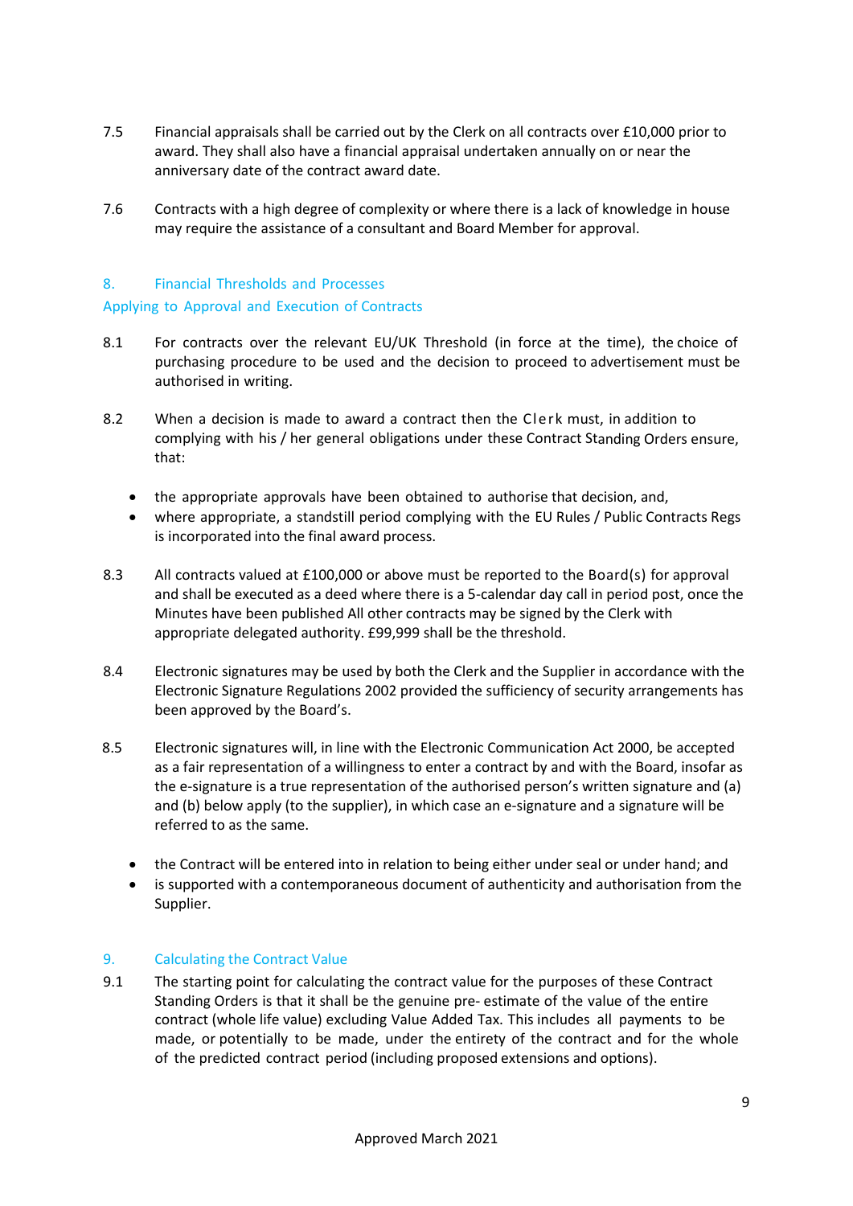7.5 Financial appraisals shall be carried out by the Clerk on all contracts over £10,000 prior to award. They shall also have a financial appraisal undertaken annually on or near the anniversary date of the contract award date.

7.6 Contracts with a high degree of complexity or where there is a lack of knowledge in house may require the assistance of a consultant and Board Member for approval.

## 8. Financial Thresholds and Processes Applying to Approval and Execution of Contracts

8.1 For contracts over the relevant EU/UK Threshold (in force at the time), the choice of purchasing procedure to be used and the decision to proceed to advertisement must be authorised in writing.

8.2 When a decision is made to award a contract then the Clerk must, in addition to complying with his / her general obligations under these Contract Standing Orders ensure, that:

- the appropriate approvals have been obtained to authorise that decision, and,
- where appropriate, a standstill period complying with the EU Rules / Public Contracts Regs is incorporated into the final award process.

8.3 All contracts valued at £100,000 or above must be reported to the Board(s) for approval and shall be executed as a deed where there is a 5-calendar day call in period post, once the Minutes have been published All other contracts may be signed by the Clerk with appropriate delegated authority. £99,999 shall be the threshold.

8.4 Electronic signatures may be used by both the Clerk and the Supplier in accordance with the Electronic Signature Regulations 2002 provided the sufficiency of security arrangements has been approved by the Board's.

8.5 Electronic signatures will, in line with the Electronic Communication Act 2000, be accepted as a fair representation of a willingness to enter a contract by and with the Board, insofar as the e-signature is a true representation of the authorised person's written signature and (a) and (b) below apply (to the supplier), in which case an e-signature and a signature will be referred to as the same.

- the Contract will be entered into in relation to being either under seal or under hand; and
- is supported with a contemporaneous document of authenticity and authorisation from the Supplier.

## 9. Calculating the Contract Value

9.1 The starting point for calculating the contract value for the purposes of these Contract Standing Orders is that it shall be the genuine pre- estimate of the value of the entire contract (whole life value) excluding Value Added Tax. This includes all payments to be made, or potentially to be made, under the entirety of the contract and for the whole of the predicted contract period (including proposed extensions and options).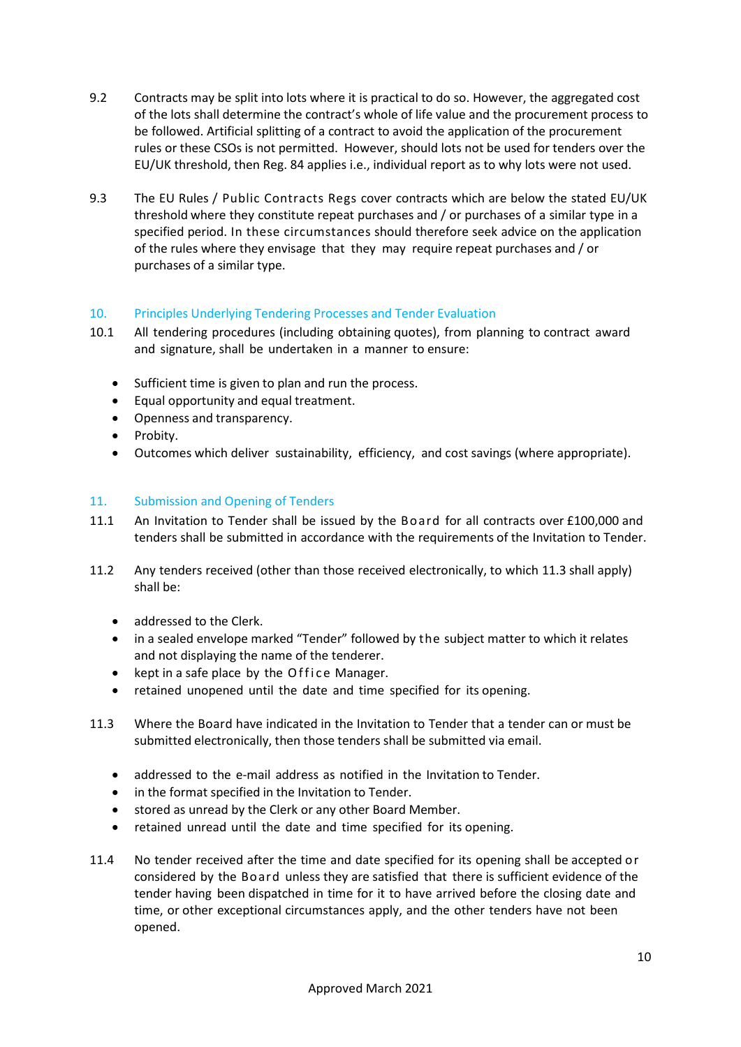9.2 Contracts may be split into lots where it is practical to do so. However, the aggregated cost of the lots shall determine the contract's whole of life value and the procurement process to be followed. Artificial splitting of a contract to avoid the application of the procurement rules or these CSOs is not permitted. However, should lots not be used for tenders over the EU/UK threshold, then Reg. 84 applies i.e., individual report as to why lots were not used.

9.3 The EU Rules / Public Contracts Regs cover contracts which are below the stated EU/UK threshold where they constitute repeat purchases and / or purchases of a similar type in a specified period. In these circumstances should therefore seek advice on the application of the rules where they envisage that they may require repeat purchases and / or purchases of a similar type.

## 10. Principles Underlying Tendering Processes and Tender Evaluation

10.1 All tendering procedures (including obtaining quotes), from planning to contract award and signature, shall be undertaken in a manner to ensure:

- Sufficient time is given to plan and run the process.
- Equal opportunity and equal treatment.
- Openness and transparency.
- Probity.
- Outcomes which deliver sustainability, efficiency, and cost savings (where appropriate).

## 11. Submission and Opening of Tenders

11.1 An Invitation to Tender shall be issued by the Board for all contracts over £100,000 and tenders shall be submitted in accordance with the requirements of the Invitation to Tender.

11.2 Any tenders received (other than those received electronically, to which 11.3 shall apply) shall be:

- addressed to the Clerk.
- in a sealed envelope marked "Tender" followed by the subject matter to which it relates and not displaying the name of the tenderer.
- kept in a safe place by the Office Manager.
- retained unopened until the date and time specified for its opening.

11.3 Where the Board have indicated in the Invitation to Tender that a tender can or must be submitted electronically, then those tenders shall be submitted via email.

- addressed to the e-mail address as notified in the Invitation to Tender.
- in the format specified in the Invitation to Tender.
- stored as unread by the Clerk or any other Board Member.
- retained unread until the date and time specified for its opening.

11.4 No tender received after the time and date specified for its opening shall be accepted or considered by the Board unless they are satisfied that there is sufficient evidence of the tender having been dispatched in time for it to have arrived before the closing date and time, or other exceptional circumstances apply, and the other tenders have not been opened.

Approved March 2021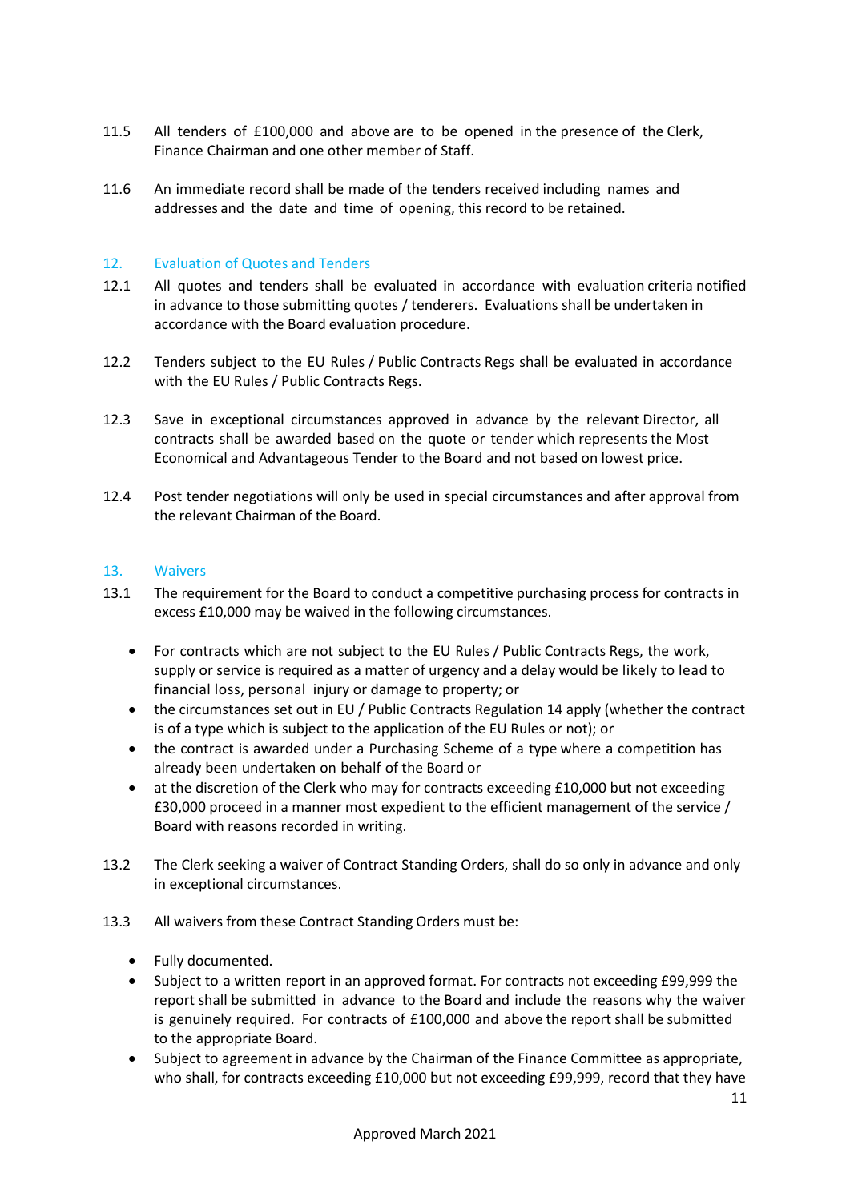11.5 All tenders of £100,000 and above are to be opened in the presence of the Clerk, Finance Chairman and one other member of Staff.

11.6 An immediate record shall be made of the tenders received including names and addresses and the date and time of opening, this record to be retained.

## 12. Evaluation of Quotes and Tenders

12.1 All quotes and tenders shall be evaluated in accordance with evaluation criteria notified in advance to those submitting quotes / tenderers. Evaluations shall be undertaken in accordance with the Board evaluation procedure.

12.2 Tenders subject to the EU Rules / Public Contracts Regs shall be evaluated in accordance with the EU Rules / Public Contracts Regs.

12.3 Save in exceptional circumstances approved in advance by the relevant Director, all contracts shall be awarded based on the quote or tender which represents the Most Economical and Advantageous Tender to the Board and not based on lowest price.

12.4 Post tender negotiations will only be used in special circumstances and after approval from the relevant Chairman of the Board.

## 13. Waivers

13.1 The requirement for the Board to conduct a competitive purchasing process for contracts in excess £10,000 may be waived in the following circumstances.

- For contracts which are not subject to the EU Rules / Public Contracts Regs, the work, supply or service is required as a matter of urgency and a delay would be likely to lead to financial loss, personal injury or damage to property; or
- the circumstances set out in EU / Public Contracts Regulation 14 apply (whether the contract is of a type which is subject to the application of the EU Rules or not); or
- the contract is awarded under a Purchasing Scheme of a type where a competition has already been undertaken on behalf of the Board or
- at the discretion of the Clerk who may for contracts exceeding £10,000 but not exceeding £30,000 proceed in a manner most expedient to the efficient management of the service / Board with reasons recorded in writing.

13.2 The Clerk seeking a waiver of Contract Standing Orders, shall do so only in advance and only in exceptional circumstances.

13.3 All waivers from these Contract Standing Orders must be:

- Fully documented.
- Subject to a written report in an approved format. For contracts not exceeding £99,999 the report shall be submitted in advance to the Board and include the reasons why the waiver is genuinely required. For contracts of £100,000 and above the report shall be submitted to the appropriate Board.
- Subject to agreement in advance by the Chairman of the Finance Committee as appropriate, who shall, for contracts exceeding £10,000 but not exceeding £99,999, record that they have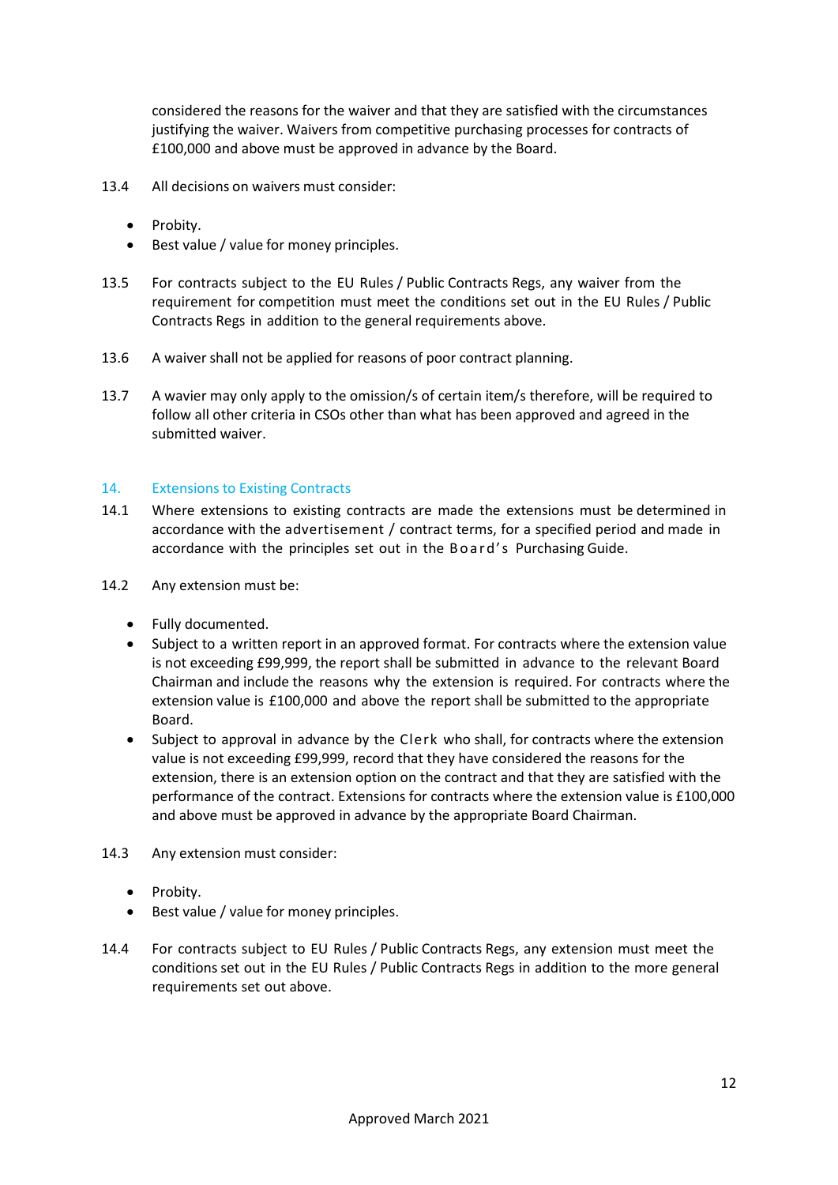considered the reasons for the waiver and that they are satisfied with the circumstances justifying the waiver. Waivers from competitive purchasing processes for contracts of £100,000 and above must be approved in advance by the Board.

13.4 All decisions on waivers must consider:

- Probity.
- Best value / value for money principles.

13.5 For contracts subject to the EU Rules / Public Contracts Regs, any waiver from the requirement for competition must meet the conditions set out in the EU Rules / Public Contracts Regs in addition to the general requirements above.

13.6 A waiver shall not be applied for reasons of poor contract planning.

13.7 A wavier may only apply to the omission/s of certain item/s therefore, will be required to follow all other criteria in CSOs other than what has been approved and agreed in the submitted waiver.

## 14. Extensions to Existing Contracts

14.1 Where extensions to existing contracts are made the extensions must be determined in accordance with the advertisement / contract terms, for a specified period and made in accordance with the principles set out in the Board's Purchasing Guide.

14.2 Any extension must be:

- Fully documented.
- Subject to a written report in an approved format. For contracts where the extension value is not exceeding £99,999, the report shall be submitted in advance to the relevant Board Chairman and include the reasons why the extension is required. For contracts where the extension value is £100,000 and above the report shall be submitted to the appropriate Board.
- Subject to approval in advance by the Clerk who shall, for contracts where the extension value is not exceeding £99,999, record that they have considered the reasons for the extension, there is an extension option on the contract and that they are satisfied with the performance of the contract. Extensions for contracts where the extension value is £100,000 and above must be approved in advance by the appropriate Board Chairman.

14.3 Any extension must consider:

- Probity.
- Best value / value for money principles.

14.4 For contracts subject to EU Rules / Public Contracts Regs, any extension must meet the conditions set out in the EU Rules / Public Contracts Regs in addition to the more general requirements set out above.

Approved March 2021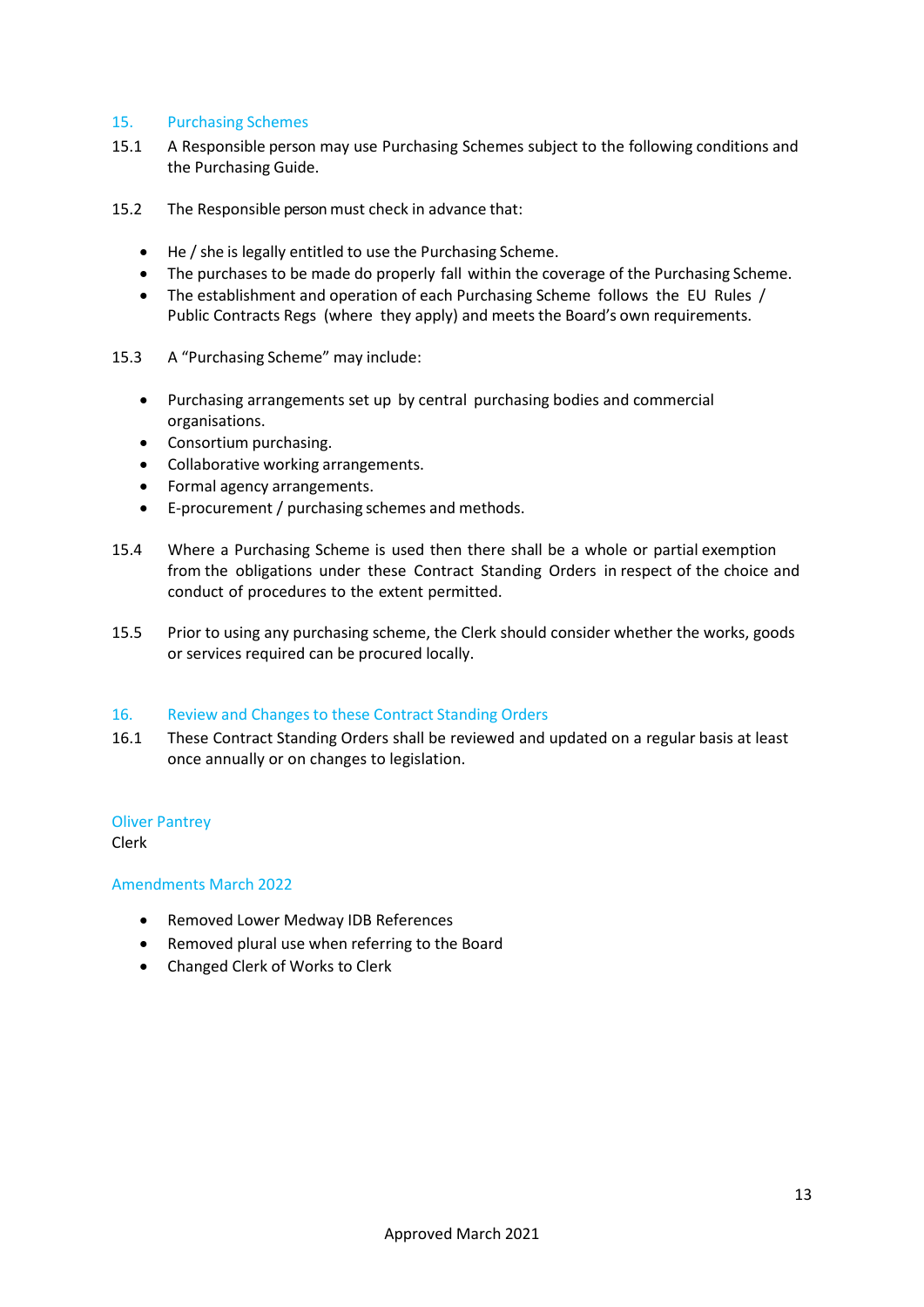## 15. Purchasing Schemes

15.1 A Responsible person may use Purchasing Schemes subject to the following conditions and the Purchasing Guide.

15.2 The Responsible person must check in advance that:

- He / she is legally entitled to use the Purchasing Scheme.
- The purchases to be made do properly fall within the coverage of the Purchasing Scheme.
- The establishment and operation of each Purchasing Scheme follows the EU Rules / Public Contracts Regs (where they apply) and meets the Board's own requirements.

15.3 A "Purchasing Scheme" may include:

- Purchasing arrangements set up by central purchasing bodies and commercial organisations.
- Consortium purchasing.
- Collaborative working arrangements.
- Formal agency arrangements.
- E-procurement / purchasing schemes and methods.

15.4 Where a Purchasing Scheme is used then there shall be a whole or partial exemption from the obligations under these Contract Standing Orders in respect of the choice and conduct of procedures to the extent permitted.

15.5 Prior to using any purchasing scheme, the Clerk should consider whether the works, goods or services required can be procured locally.

## 16. Review and Changes to these Contract Standing Orders

16.1 These Contract Standing Orders shall be reviewed and updated on a regular basis at least once annually or on changes to legislation.

Oliver Pantrey
Clerk

Amendments March 2022

- Removed Lower Medway IDB References
- Removed plural use when referring to the Board
- Changed Clerk of Works to Clerk

Approved March 2021